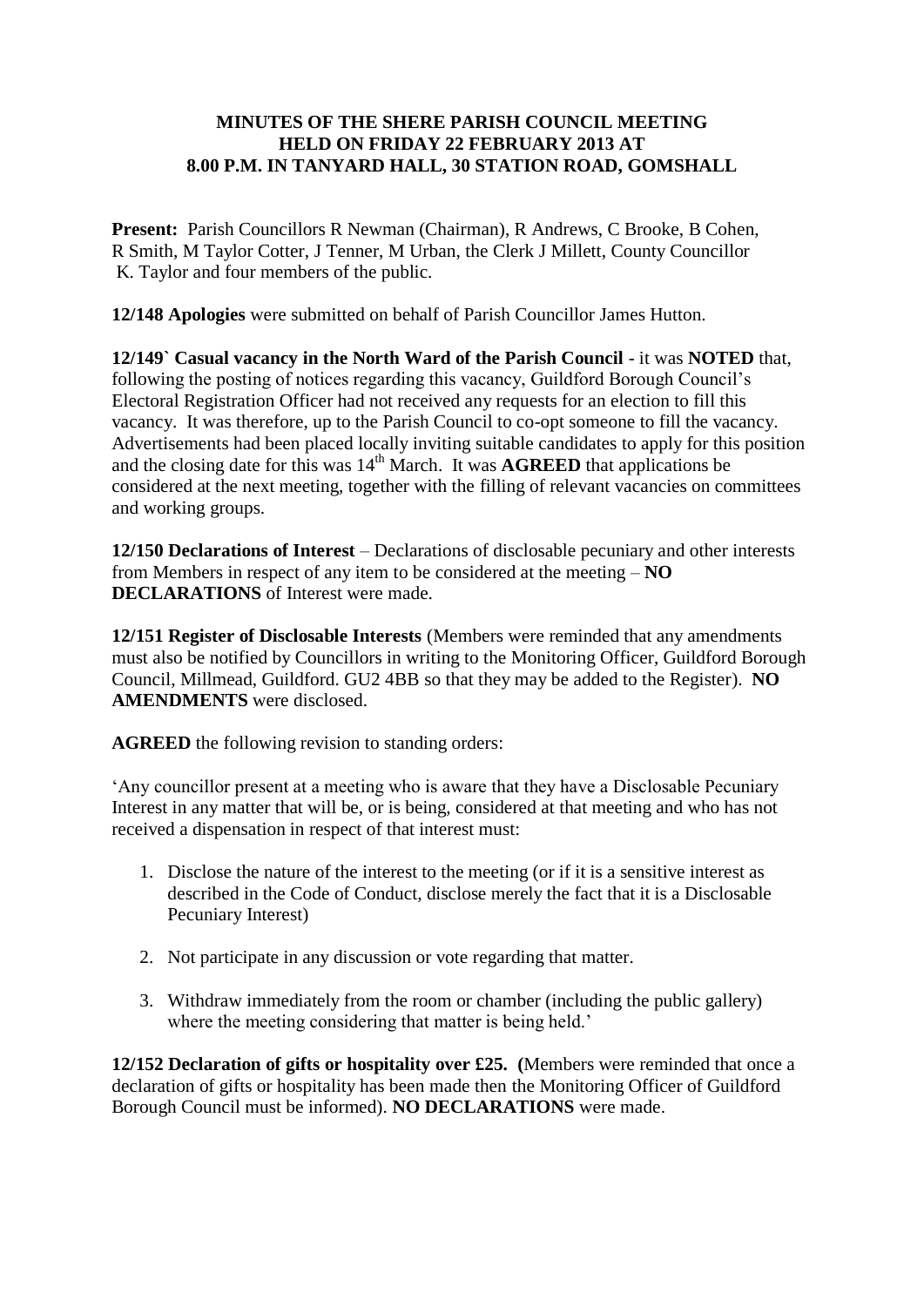# MINUTES OF THE SHERE PARISH COUNCIL MEETING HELD ON FRIDAY 22 FEBRUARY 2013 AT 8.00 P.M. IN TANYARD HALL, 30 STATION ROAD, GOMSHALL

**Present:** Parish Councillors R Newman (Chairman), R Andrews, C Brooke, B Cohen, R Smith, M Taylor Cotter, J Tenner, M Urban, the Clerk J Millett, County Councillor K. Taylor and four members of the public.

**12/148 Apologies** were submitted on behalf of Parish Councillor James Hutton.

**12/149` Casual vacancy in the North Ward of the Parish Council** - it was **NOTED** that, following the posting of notices regarding this vacancy, Guildford Borough Council's Electoral Registration Officer had not received any requests for an election to fill this vacancy. It was therefore, up to the Parish Council to co-opt someone to fill the vacancy. Advertisements had been placed locally inviting suitable candidates to apply for this position and the closing date for this was 14th March. It was **AGREED** that applications be considered at the next meeting, together with the filling of relevant vacancies on committees and working groups.

**12/150 Declarations of Interest** – Declarations of disclosable pecuniary and other interests from Members in respect of any item to be considered at the meeting – **NO DECLARATIONS** of Interest were made.

**12/151 Register of Disclosable Interests** (Members were reminded that any amendments must also be notified by Councillors in writing to the Monitoring Officer, Guildford Borough Council, Millmead, Guildford. GU2 4BB so that they may be added to the Register). **NO AMENDMENTS** were disclosed.

**AGREED** the following revision to standing orders:

'Any councillor present at a meeting who is aware that they have a Disclosable Pecuniary Interest in any matter that will be, or is being, considered at that meeting and who has not received a dispensation in respect of that interest must:

1. Disclose the nature of the interest to the meeting (or if it is a sensitive interest as described in the Code of Conduct, disclose merely the fact that it is a Disclosable Pecuniary Interest)
2. Not participate in any discussion or vote regarding that matter.
3. Withdraw immediately from the room or chamber (including the public gallery) where the meeting considering that matter is being held.'

**12/152 Declaration of gifts or hospitality over £25. (**Members were reminded that once a declaration of gifts or hospitality has been made then the Monitoring Officer of Guildford Borough Council must be informed). **NO DECLARATIONS** were made.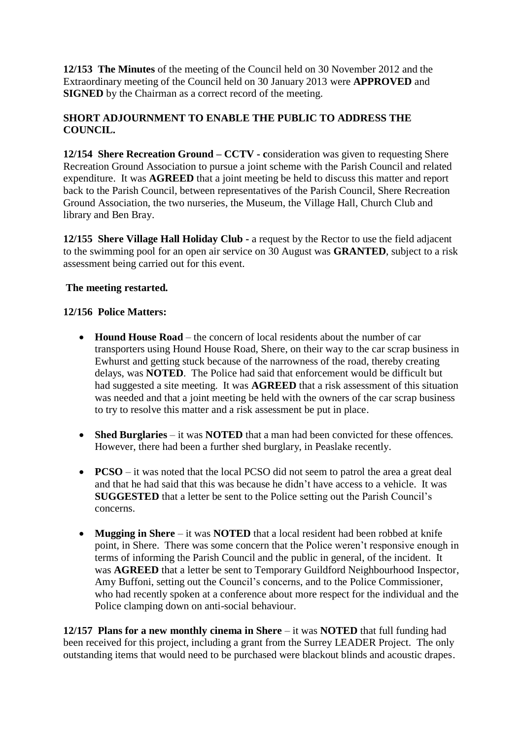**12/153 The Minutes** of the meeting of the Council held on 30 November 2012 and the Extraordinary meeting of the Council held on 30 January 2013 were **APPROVED** and **SIGNED** by the Chairman as a correct record of the meeting.

**SHORT ADJOURNMENT TO ENABLE THE PUBLIC TO ADDRESS THE COUNCIL.**

**12/154 Shere Recreation Ground – CCTV - c**onsideration was given to requesting Shere Recreation Ground Association to pursue a joint scheme with the Parish Council and related expenditure. It was **AGREED** that a joint meeting be held to discuss this matter and report back to the Parish Council, between representatives of the Parish Council, Shere Recreation Ground Association, the two nurseries, the Museum, the Village Hall, Church Club and library and Ben Bray.

**12/155 Shere Village Hall Holiday Club -** a request by the Rector to use the field adjacent to the swimming pool for an open air service on 30 August was **GRANTED**, subject to a risk assessment being carried out for this event.

**The meeting restarted.**

**12/156 Police Matters:**

- **Hound House Road** – the concern of local residents about the number of car transporters using Hound House Road, Shere, on their way to the car scrap business in Ewhurst and getting stuck because of the narrowness of the road, thereby creating delays, was **NOTED**. The Police had said that enforcement would be difficult but had suggested a site meeting. It was **AGREED** that a risk assessment of this situation was needed and that a joint meeting be held with the owners of the car scrap business to try to resolve this matter and a risk assessment be put in place.
- **Shed Burglaries** – it was **NOTED** that a man had been convicted for these offences. However, there had been a further shed burglary, in Peaslake recently.
- **PCSO** – it was noted that the local PCSO did not seem to patrol the area a great deal and that he had said that this was because he didn't have access to a vehicle. It was **SUGGESTED** that a letter be sent to the Police setting out the Parish Council's concerns.
- **Mugging in Shere** – it was **NOTED** that a local resident had been robbed at knife point, in Shere. There was some concern that the Police weren't responsive enough in terms of informing the Parish Council and the public in general, of the incident. It was **AGREED** that a letter be sent to Temporary Guildford Neighbourhood Inspector, Amy Buffoni, setting out the Council's concerns, and to the Police Commissioner, who had recently spoken at a conference about more respect for the individual and the Police clamping down on anti-social behaviour.

**12/157 Plans for a new monthly cinema in Shere** – it was **NOTED** that full funding had been received for this project, including a grant from the Surrey LEADER Project. The only outstanding items that would need to be purchased were blackout blinds and acoustic drapes.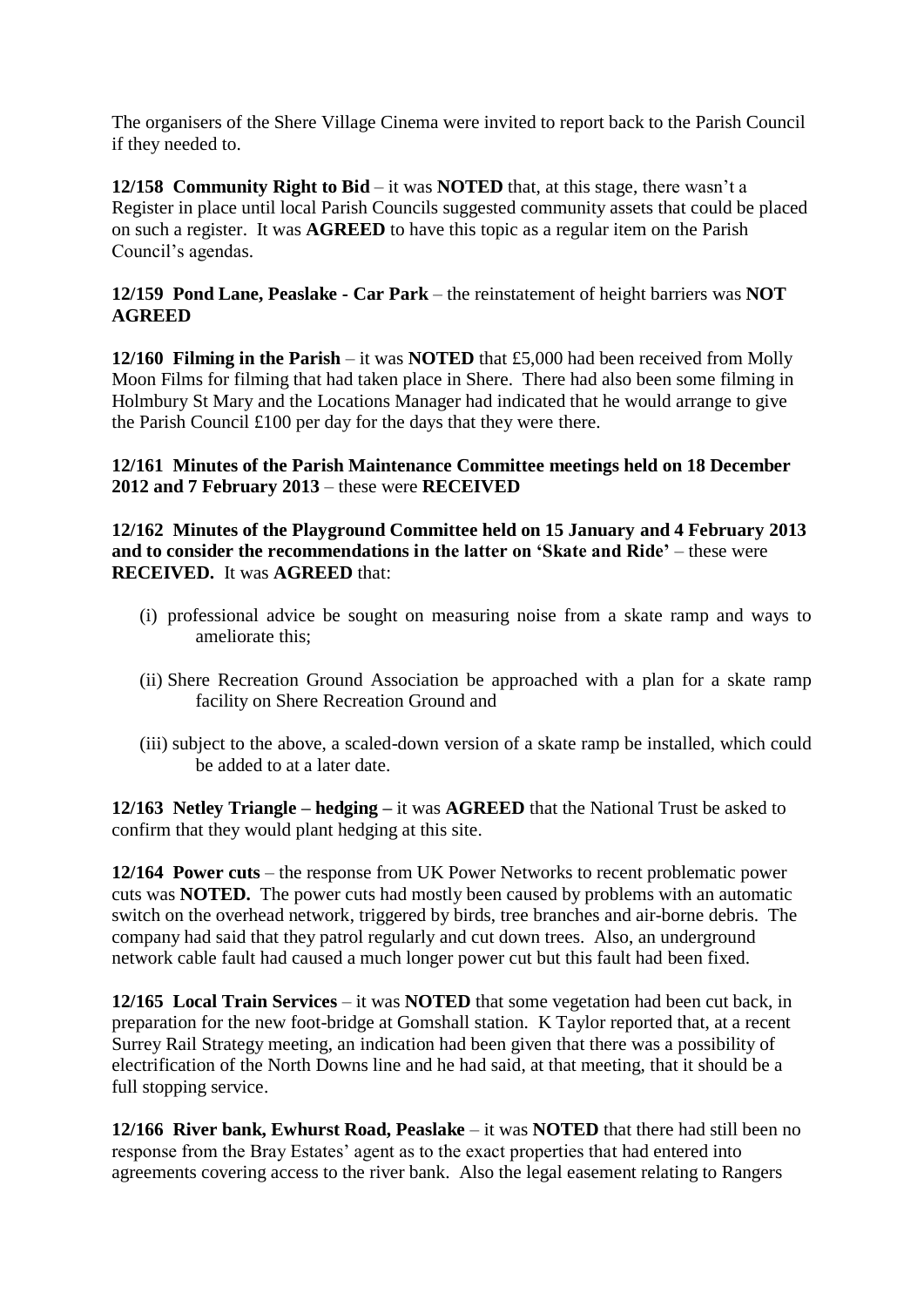The organisers of the Shere Village Cinema were invited to report back to the Parish Council if they needed to.

**12/158 Community Right to Bid** – it was **NOTED** that, at this stage, there wasn't a Register in place until local Parish Councils suggested community assets that could be placed on such a register. It was **AGREED** to have this topic as a regular item on the Parish Council's agendas.

**12/159 Pond Lane, Peaslake - Car Park** – the reinstatement of height barriers was **NOT AGREED**

**12/160 Filming in the Parish** – it was **NOTED** that £5,000 had been received from Molly Moon Films for filming that had taken place in Shere. There had also been some filming in Holmbury St Mary and the Locations Manager had indicated that he would arrange to give the Parish Council £100 per day for the days that they were there.

**12/161 Minutes of the Parish Maintenance Committee meetings held on 18 December 2012 and 7 February 2013** – these were **RECEIVED**

**12/162 Minutes of the Playground Committee held on 15 January and 4 February 2013 and to consider the recommendations in the latter on 'Skate and Ride'** – these were **RECEIVED.** It was **AGREED** that:

(i) professional advice be sought on measuring noise from a skate ramp and ways to ameliorate this;

(ii) Shere Recreation Ground Association be approached with a plan for a skate ramp facility on Shere Recreation Ground and

(iii) subject to the above, a scaled-down version of a skate ramp be installed, which could be added to at a later date.

**12/163 Netley Triangle – hedging –** it was **AGREED** that the National Trust be asked to confirm that they would plant hedging at this site.

**12/164 Power cuts** – the response from UK Power Networks to recent problematic power cuts was **NOTED.** The power cuts had mostly been caused by problems with an automatic switch on the overhead network, triggered by birds, tree branches and air-borne debris. The company had said that they patrol regularly and cut down trees. Also, an underground network cable fault had caused a much longer power cut but this fault had been fixed.

**12/165 Local Train Services** – it was **NOTED** that some vegetation had been cut back, in preparation for the new foot-bridge at Gomshall station. K Taylor reported that, at a recent Surrey Rail Strategy meeting, an indication had been given that there was a possibility of electrification of the North Downs line and he had said, at that meeting, that it should be a full stopping service.

**12/166 River bank, Ewhurst Road, Peaslake** – it was **NOTED** that there had still been no response from the Bray Estates' agent as to the exact properties that had entered into agreements covering access to the river bank. Also the legal easement relating to Rangers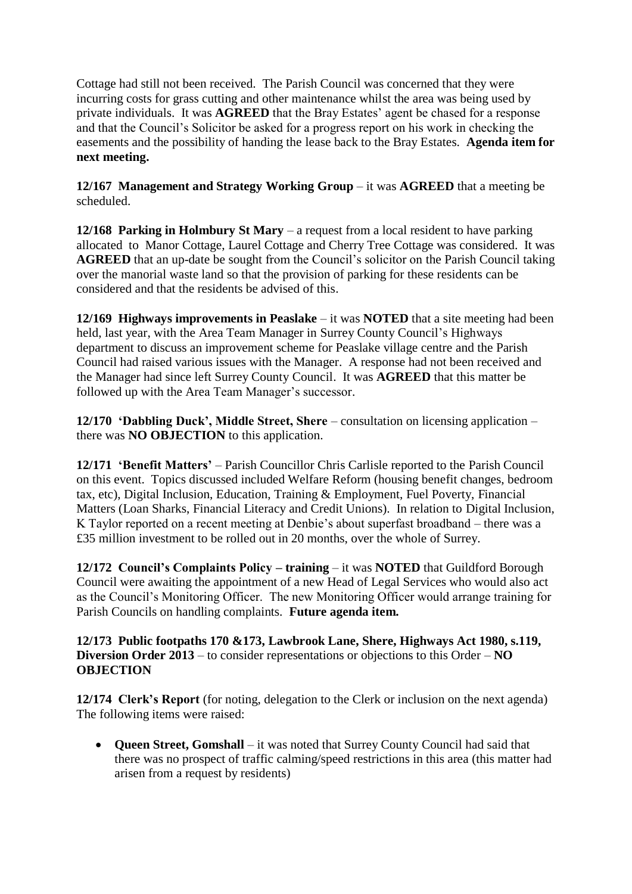Cottage had still not been received. The Parish Council was concerned that they were incurring costs for grass cutting and other maintenance whilst the area was being used by private individuals. It was **AGREED** that the Bray Estates' agent be chased for a response and that the Council's Solicitor be asked for a progress report on his work in checking the easements and the possibility of handing the lease back to the Bray Estates. **Agenda item for next meeting.**

**12/167 Management and Strategy Working Group** – it was **AGREED** that a meeting be scheduled.

**12/168 Parking in Holmbury St Mary** – a request from a local resident to have parking allocated to Manor Cottage, Laurel Cottage and Cherry Tree Cottage was considered. It was **AGREED** that an up-date be sought from the Council's solicitor on the Parish Council taking over the manorial waste land so that the provision of parking for these residents can be considered and that the residents be advised of this.

**12/169 Highways improvements in Peaslake** – it was **NOTED** that a site meeting had been held, last year, with the Area Team Manager in Surrey County Council's Highways department to discuss an improvement scheme for Peaslake village centre and the Parish Council had raised various issues with the Manager. A response had not been received and the Manager had since left Surrey County Council. It was **AGREED** that this matter be followed up with the Area Team Manager's successor.

**12/170 'Dabbling Duck', Middle Street, Shere** – consultation on licensing application – there was **NO OBJECTION** to this application.

**12/171 'Benefit Matters'** – Parish Councillor Chris Carlisle reported to the Parish Council on this event. Topics discussed included Welfare Reform (housing benefit changes, bedroom tax, etc), Digital Inclusion, Education, Training & Employment, Fuel Poverty, Financial Matters (Loan Sharks, Financial Literacy and Credit Unions). In relation to Digital Inclusion, K Taylor reported on a recent meeting at Denbie's about superfast broadband – there was a £35 million investment to be rolled out in 20 months, over the whole of Surrey.

**12/172 Council's Complaints Policy – training** – it was **NOTED** that Guildford Borough Council were awaiting the appointment of a new Head of Legal Services who would also act as the Council's Monitoring Officer. The new Monitoring Officer would arrange training for Parish Councils on handling complaints. **Future agenda item.**

**12/173 Public footpaths 170 &173, Lawbrook Lane, Shere, Highways Act 1980, s.119, Diversion Order 2013** – to consider representations or objections to this Order – **NO OBJECTION**

**12/174 Clerk's Report** (for noting, delegation to the Clerk or inclusion on the next agenda) The following items were raised:

- **Queen Street, Gomshall** – it was noted that Surrey County Council had said that there was no prospect of traffic calming/speed restrictions in this area (this matter had arisen from a request by residents)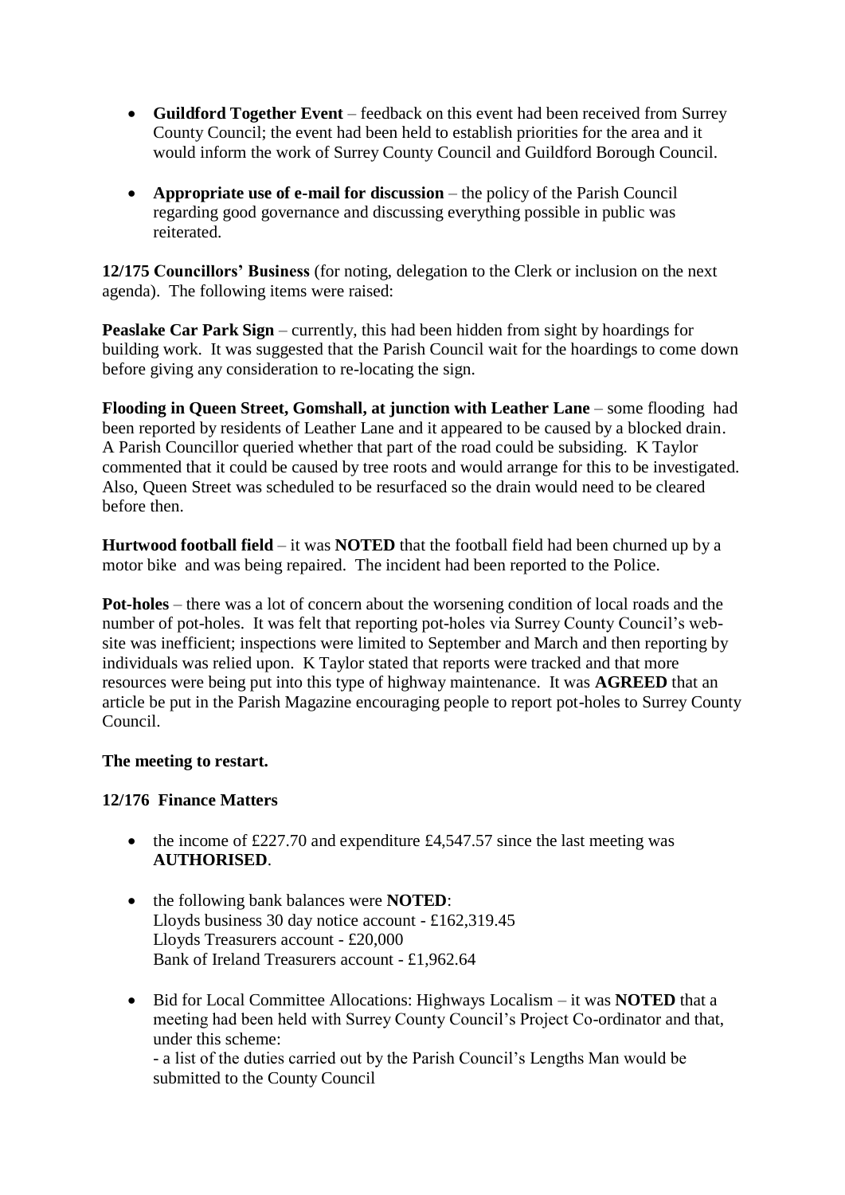- **Guildford Together Event** – feedback on this event had been received from Surrey County Council; the event had been held to establish priorities for the area and it would inform the work of Surrey County Council and Guildford Borough Council.

- **Appropriate use of e-mail for discussion** – the policy of the Parish Council regarding good governance and discussing everything possible in public was reiterated.

**12/175 Councillors' Business** (for noting, delegation to the Clerk or inclusion on the next agenda). The following items were raised:

**Peaslake Car Park Sign** – currently, this had been hidden from sight by hoardings for building work. It was suggested that the Parish Council wait for the hoardings to come down before giving any consideration to re-locating the sign.

**Flooding in Queen Street, Gomshall, at junction with Leather Lane** – some flooding had been reported by residents of Leather Lane and it appeared to be caused by a blocked drain. A Parish Councillor queried whether that part of the road could be subsiding. K Taylor commented that it could be caused by tree roots and would arrange for this to be investigated. Also, Queen Street was scheduled to be resurfaced so the drain would need to be cleared before then.

**Hurtwood football field** – it was **NOTED** that the football field had been churned up by a motor bike and was being repaired. The incident had been reported to the Police.

**Pot-holes** – there was a lot of concern about the worsening condition of local roads and the number of pot-holes. It was felt that reporting pot-holes via Surrey County Council's web-site was inefficient; inspections were limited to September and March and then reporting by individuals was relied upon. K Taylor stated that reports were tracked and that more resources were being put into this type of highway maintenance. It was **AGREED** that an article be put in the Parish Magazine encouraging people to report pot-holes to Surrey County Council.

**The meeting to restart.**

**12/176 Finance Matters**

- the income of £227.70 and expenditure £4,547.57 since the last meeting was **AUTHORISED**.

- the following bank balances were **NOTED**:
  Lloyds business 30 day notice account - £162,319.45
  Lloyds Treasurers account - £20,000
  Bank of Ireland Treasurers account - £1,962.64

- Bid for Local Committee Allocations: Highways Localism – it was **NOTED** that a meeting had been held with Surrey County Council's Project Co-ordinator and that, under this scheme:
  - a list of the duties carried out by the Parish Council's Lengths Man would be submitted to the County Council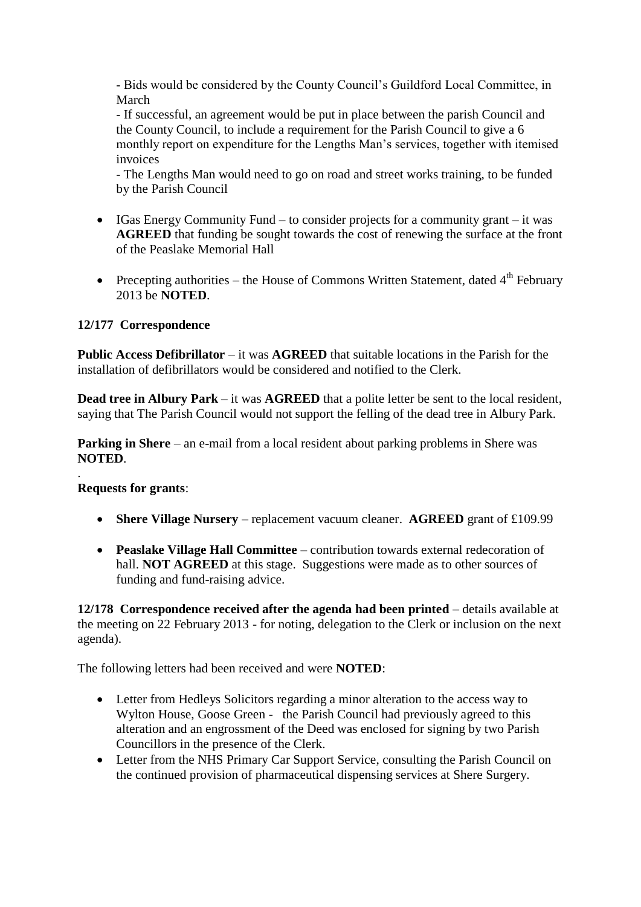- Bids would be considered by the County Council's Guildford Local Committee, in March

- If successful, an agreement would be put in place between the parish Council and the County Council, to include a requirement for the Parish Council to give a 6 monthly report on expenditure for the Lengths Man's services, together with itemised invoices

- The Lengths Man would need to go on road and street works training, to be funded by the Parish Council

- IGas Energy Community Fund – to consider projects for a community grant – it was **AGREED** that funding be sought towards the cost of renewing the surface at the front of the Peaslake Memorial Hall

- Precepting authorities – the House of Commons Written Statement, dated 4th February 2013 be **NOTED**.

**12/177 Correspondence**

**Public Access Defibrillator** – it was **AGREED** that suitable locations in the Parish for the installation of defibrillators would be considered and notified to the Clerk.

**Dead tree in Albury Park** – it was **AGREED** that a polite letter be sent to the local resident, saying that The Parish Council would not support the felling of the dead tree in Albury Park.

**Parking in Shere** – an e-mail from a local resident about parking problems in Shere was **NOTED**.

.

**Requests for grants**:

- **Shere Village Nursery** – replacement vacuum cleaner. **AGREED** grant of £109.99

- **Peaslake Village Hall Committee** – contribution towards external redecoration of hall. **NOT AGREED** at this stage. Suggestions were made as to other sources of funding and fund-raising advice.

**12/178 Correspondence received after the agenda had been printed** – details available at the meeting on 22 February 2013 - for noting, delegation to the Clerk or inclusion on the next agenda).

The following letters had been received and were **NOTED**:

- Letter from Hedleys Solicitors regarding a minor alteration to the access way to Wylton House, Goose Green - the Parish Council had previously agreed to this alteration and an engrossment of the Deed was enclosed for signing by two Parish Councillors in the presence of the Clerk.
- Letter from the NHS Primary Car Support Service, consulting the Parish Council on the continued provision of pharmaceutical dispensing services at Shere Surgery.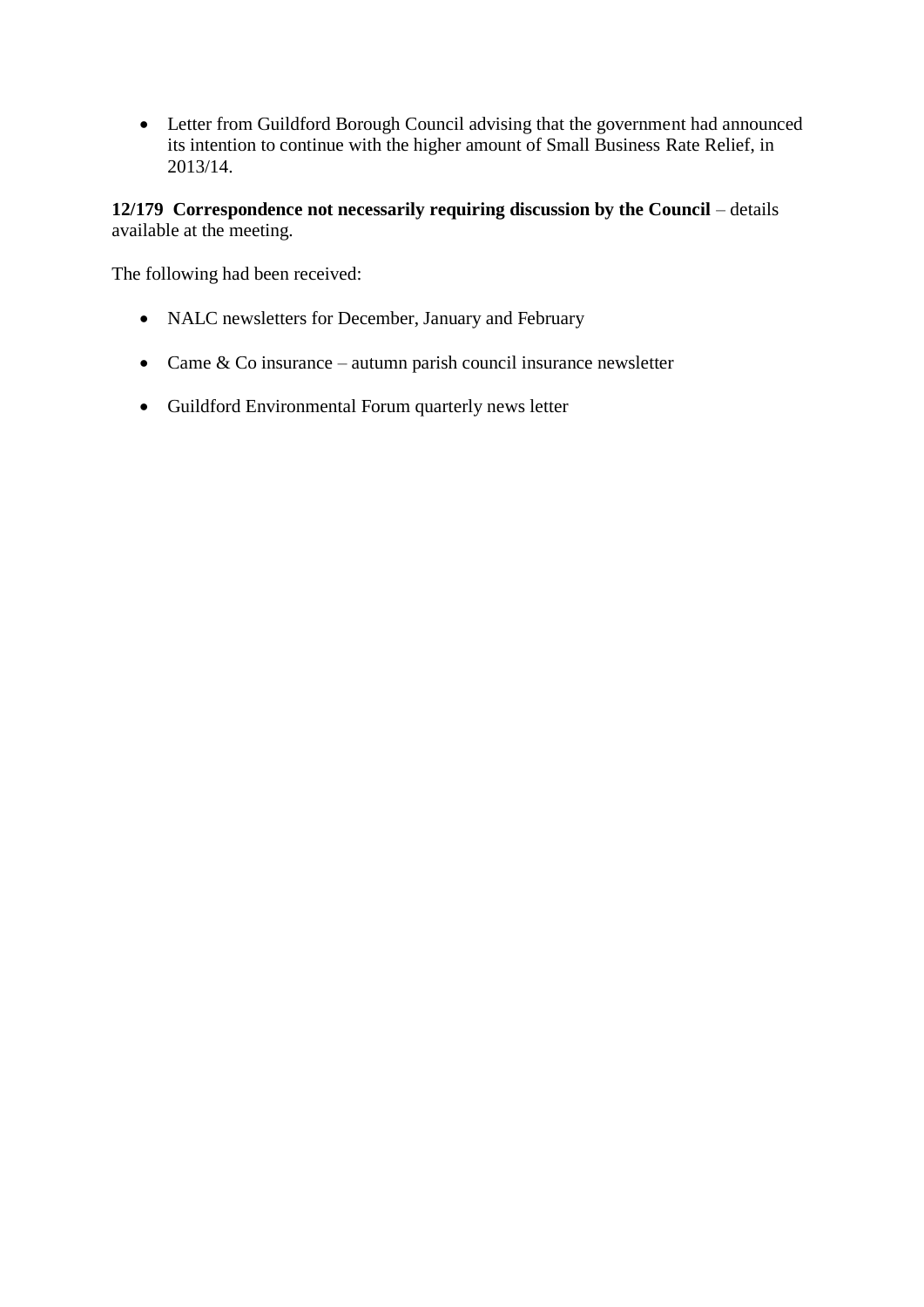- Letter from Guildford Borough Council advising that the government had announced its intention to continue with the higher amount of Small Business Rate Relief, in 2013/14.

**12/179 Correspondence not necessarily requiring discussion by the Council** – details available at the meeting.

The following had been received:

- NALC newsletters for December, January and February
- Came & Co insurance – autumn parish council insurance newsletter
- Guildford Environmental Forum quarterly news letter